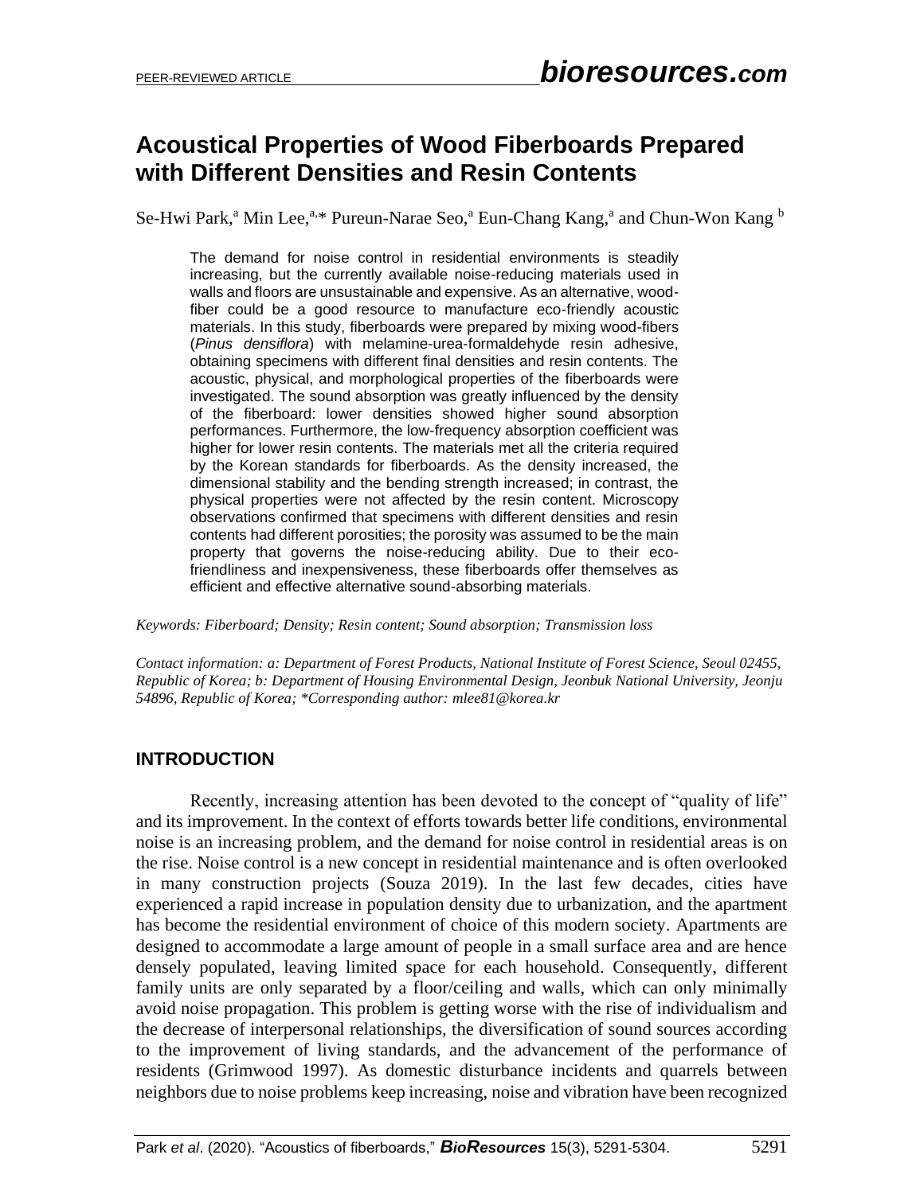# Acoustical Properties of Wood Fiberboards Prepared with Different Densities and Resin Contents

Se-Hwi Park,[a] Min Lee,[a,]* Pureun-Narae Seo,[a] Eun-Chang Kang,[a] and Chun-Won Kang [b]

The demand for noise control in residential environments is steadily increasing, but the currently available noise-reducing materials used in walls and floors are unsustainable and expensive. As an alternative, wood-fiber could be a good resource to manufacture eco-friendly acoustic materials. In this study, fiberboards were prepared by mixing wood-fibers (*Pinus densiflora*) with melamine-urea-formaldehyde resin adhesive, obtaining specimens with different final densities and resin contents. The acoustic, physical, and morphological properties of the fiberboards were investigated. The sound absorption was greatly influenced by the density of the fiberboard: lower densities showed higher sound absorption performances. Furthermore, the low-frequency absorption coefficient was higher for lower resin contents. The materials met all the criteria required by the Korean standards for fiberboards. As the density increased, the dimensional stability and the bending strength increased; in contrast, the physical properties were not affected by the resin content. Microscopy observations confirmed that specimens with different densities and resin contents had different porosities; the porosity was assumed to be the main property that governs the noise-reducing ability. Due to their eco-friendliness and inexpensiveness, these fiberboards offer themselves as efficient and effective alternative sound-absorbing materials.

*Keywords: Fiberboard; Density; Resin content; Sound absorption; Transmission loss*

*Contact information: a: Department of Forest Products, National Institute of Forest Science, Seoul 02455, Republic of Korea; b: Department of Housing Environmental Design, Jeonbuk National University, Jeonju 54896, Republic of Korea; *Corresponding author: mlee81@korea.kr*

## INTRODUCTION

Recently, increasing attention has been devoted to the concept of "quality of life" and its improvement. In the context of efforts towards better life conditions, environmental noise is an increasing problem, and the demand for noise control in residential areas is on the rise. Noise control is a new concept in residential maintenance and is often overlooked in many construction projects (Souza 2019). In the last few decades, cities have experienced a rapid increase in population density due to urbanization, and the apartment has become the residential environment of choice of this modern society. Apartments are designed to accommodate a large amount of people in a small surface area and are hence densely populated, leaving limited space for each household. Consequently, different family units are only separated by a floor/ceiling and walls, which can only minimally avoid noise propagation. This problem is getting worse with the rise of individualism and the decrease of interpersonal relationships, the diversification of sound sources according to the improvement of living standards, and the advancement of the performance of residents (Grimwood 1997). As domestic disturbance incidents and quarrels between neighbors due to noise problems keep increasing, noise and vibration have been recognized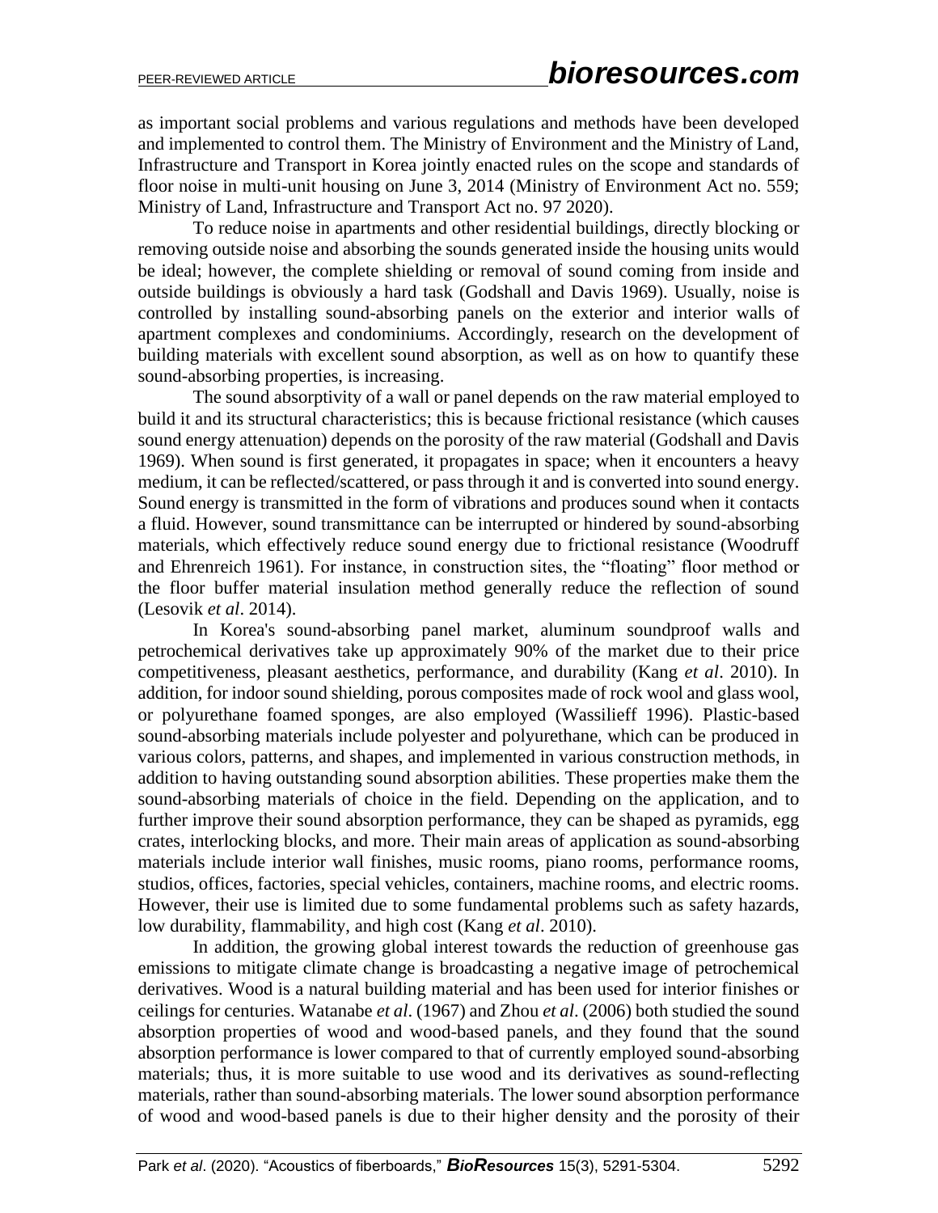as important social problems and various regulations and methods have been developed and implemented to control them. The Ministry of Environment and the Ministry of Land, Infrastructure and Transport in Korea jointly enacted rules on the scope and standards of floor noise in multi-unit housing on June 3, 2014 (Ministry of Environment Act no. 559; Ministry of Land, Infrastructure and Transport Act no. 97 2020).

To reduce noise in apartments and other residential buildings, directly blocking or removing outside noise and absorbing the sounds generated inside the housing units would be ideal; however, the complete shielding or removal of sound coming from inside and outside buildings is obviously a hard task (Godshall and Davis 1969). Usually, noise is controlled by installing sound-absorbing panels on the exterior and interior walls of apartment complexes and condominiums. Accordingly, research on the development of building materials with excellent sound absorption, as well as on how to quantify these sound-absorbing properties, is increasing.

The sound absorptivity of a wall or panel depends on the raw material employed to build it and its structural characteristics; this is because frictional resistance (which causes sound energy attenuation) depends on the porosity of the raw material (Godshall and Davis 1969). When sound is first generated, it propagates in space; when it encounters a heavy medium, it can be reflected/scattered, or pass through it and is converted into sound energy. Sound energy is transmitted in the form of vibrations and produces sound when it contacts a fluid. However, sound transmittance can be interrupted or hindered by sound-absorbing materials, which effectively reduce sound energy due to frictional resistance (Woodruff and Ehrenreich 1961). For instance, in construction sites, the "floating" floor method or the floor buffer material insulation method generally reduce the reflection of sound (Lesovik *et al*. 2014).

In Korea's sound-absorbing panel market, aluminum soundproof walls and petrochemical derivatives take up approximately 90% of the market due to their price competitiveness, pleasant aesthetics, performance, and durability (Kang *et al*. 2010). In addition, for indoor sound shielding, porous composites made of rock wool and glass wool, or polyurethane foamed sponges, are also employed (Wassilieff 1996). Plastic-based sound-absorbing materials include polyester and polyurethane, which can be produced in various colors, patterns, and shapes, and implemented in various construction methods, in addition to having outstanding sound absorption abilities. These properties make them the sound-absorbing materials of choice in the field. Depending on the application, and to further improve their sound absorption performance, they can be shaped as pyramids, egg crates, interlocking blocks, and more. Their main areas of application as sound-absorbing materials include interior wall finishes, music rooms, piano rooms, performance rooms, studios, offices, factories, special vehicles, containers, machine rooms, and electric rooms. However, their use is limited due to some fundamental problems such as safety hazards, low durability, flammability, and high cost (Kang *et al*. 2010).

In addition, the growing global interest towards the reduction of greenhouse gas emissions to mitigate climate change is broadcasting a negative image of petrochemical derivatives. Wood is a natural building material and has been used for interior finishes or ceilings for centuries. Watanabe *et al*. (1967) and Zhou *et al*. (2006) both studied the sound absorption properties of wood and wood-based panels, and they found that the sound absorption performance is lower compared to that of currently employed sound-absorbing materials; thus, it is more suitable to use wood and its derivatives as sound-reflecting materials, rather than sound-absorbing materials. The lower sound absorption performance of wood and wood-based panels is due to their higher density and the porosity of their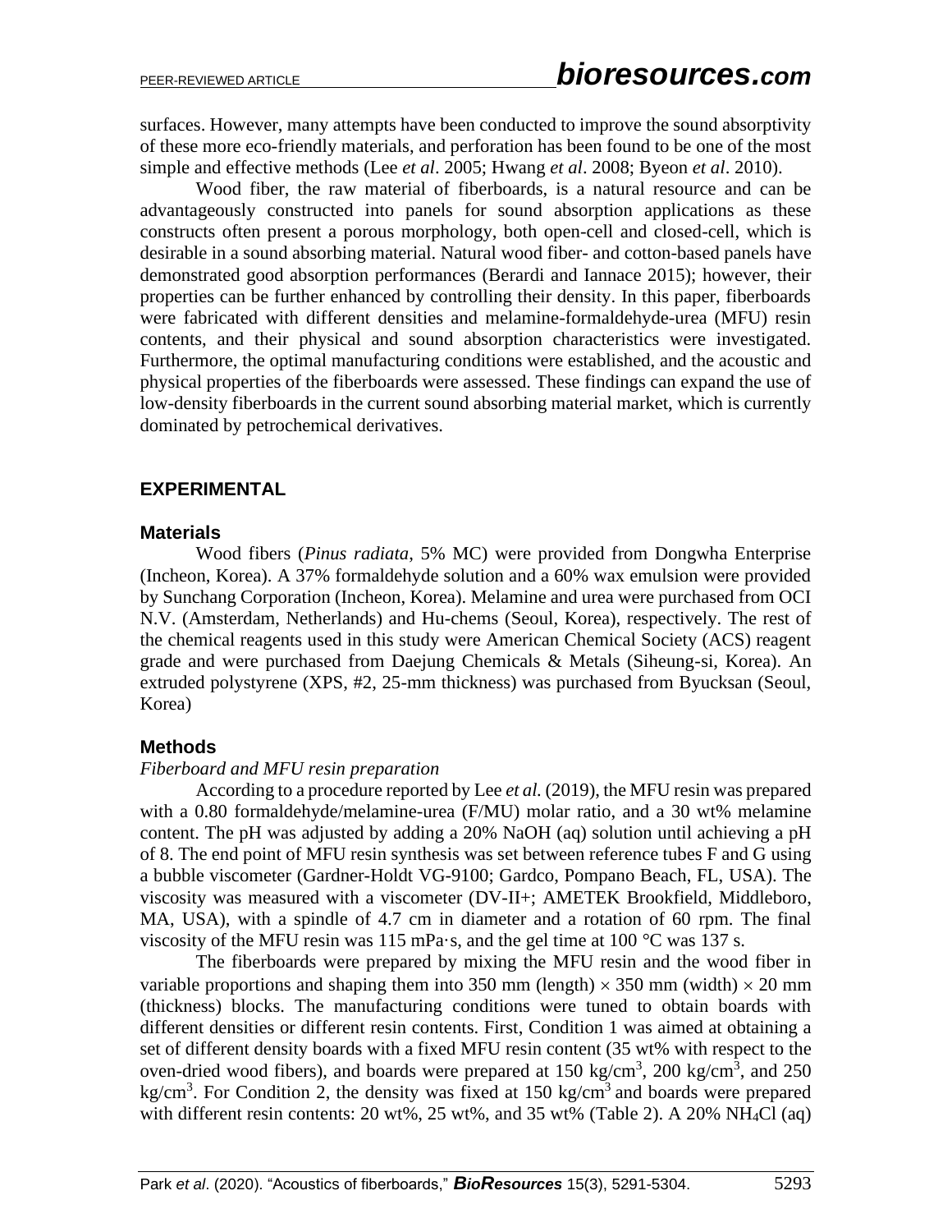surfaces. However, many attempts have been conducted to improve the sound absorptivity of these more eco-friendly materials, and perforation has been found to be one of the most simple and effective methods (Lee *et al*. 2005; Hwang *et al*. 2008; Byeon *et al*. 2010).

Wood fiber, the raw material of fiberboards, is a natural resource and can be advantageously constructed into panels for sound absorption applications as these constructs often present a porous morphology, both open-cell and closed-cell, which is desirable in a sound absorbing material. Natural wood fiber- and cotton-based panels have demonstrated good absorption performances (Berardi and Iannace 2015); however, their properties can be further enhanced by controlling their density. In this paper, fiberboards were fabricated with different densities and melamine-formaldehyde-urea (MFU) resin contents, and their physical and sound absorption characteristics were investigated. Furthermore, the optimal manufacturing conditions were established, and the acoustic and physical properties of the fiberboards were assessed. These findings can expand the use of low-density fiberboards in the current sound absorbing material market, which is currently dominated by petrochemical derivatives.

## EXPERIMENTAL

### Materials

Wood fibers (*Pinus radiata*, 5% MC) were provided from Dongwha Enterprise (Incheon, Korea). A 37% formaldehyde solution and a 60% wax emulsion were provided by Sunchang Corporation (Incheon, Korea). Melamine and urea were purchased from OCI N.V. (Amsterdam, Netherlands) and Hu-chems (Seoul, Korea), respectively. The rest of the chemical reagents used in this study were American Chemical Society (ACS) reagent grade and were purchased from Daejung Chemicals & Metals (Siheung-si, Korea). An extruded polystyrene (XPS, #2, 25-mm thickness) was purchased from Byucksan (Seoul, Korea)

### Methods

*Fiberboard and MFU resin preparation*

According to a procedure reported by Lee *et al.* (2019), the MFU resin was prepared with a 0.80 formaldehyde/melamine-urea (F/MU) molar ratio, and a 30 wt% melamine content. The pH was adjusted by adding a 20% NaOH (aq) solution until achieving a pH of 8. The end point of MFU resin synthesis was set between reference tubes F and G using a bubble viscometer (Gardner-Holdt VG-9100; Gardco, Pompano Beach, FL, USA). The viscosity was measured with a viscometer (DV-II+; AMETEK Brookfield, Middleboro, MA, USA), with a spindle of 4.7 cm in diameter and a rotation of 60 rpm. The final viscosity of the MFU resin was 115 mPa·s, and the gel time at 100 °C was 137 s.

The fiberboards were prepared by mixing the MFU resin and the wood fiber in variable proportions and shaping them into 350 mm (length) × 350 mm (width) × 20 mm (thickness) blocks. The manufacturing conditions were tuned to obtain boards with different densities or different resin contents. First, Condition 1 was aimed at obtaining a set of different density boards with a fixed MFU resin content (35 wt% with respect to the oven-dried wood fibers), and boards were prepared at 150 $kg/cm^3$, 200 $kg/cm^3$, and 250 $kg/cm^3$. For Condition 2, the density was fixed at 150 $kg/cm^3$ and boards were prepared with different resin contents: 20 wt%, 25 wt%, and 35 wt% (Table 2). A 20% $NH_4Cl$ (aq)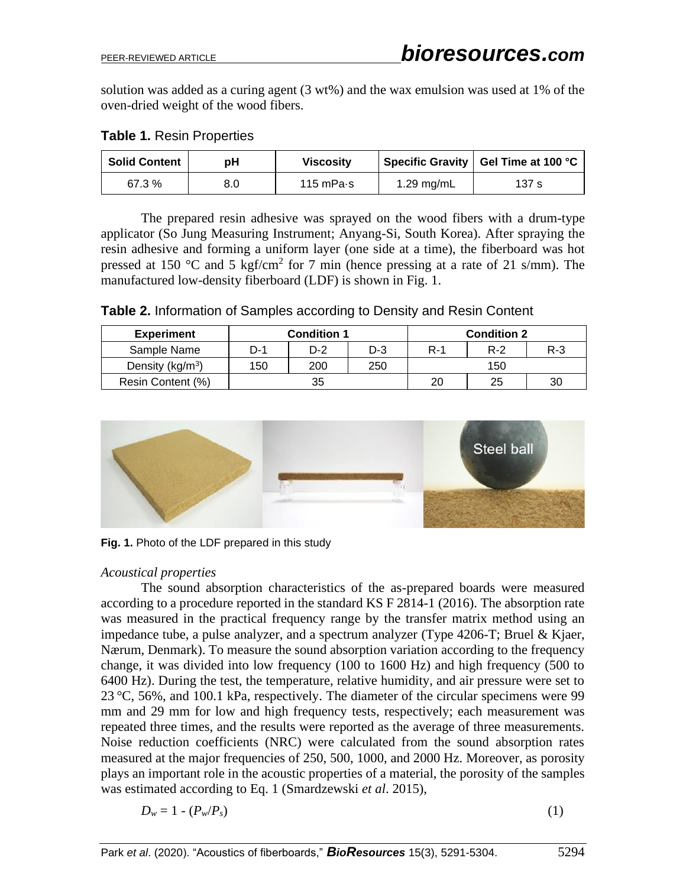solution was added as a curing agent (3 wt%) and the wax emulsion was used at 1% of the oven-dried weight of the wood fibers.

**Table 1.** Resin Properties

| Solid Content | pH | Viscosity | Specific Gravity | Gel Time at 100 °C |
|---|---|---|---|---|
| 67.3 % | 8.0 | 115 mPa·s | 1.29 mg/mL | 137 s |

The prepared resin adhesive was sprayed on the wood fibers with a drum-type applicator (So Jung Measuring Instrument; Anyang-Si, South Korea). After spraying the resin adhesive and forming a uniform layer (one side at a time), the fiberboard was hot pressed at 150 °C and 5 kgf/cm$^2$ for 7 min (hence pressing at a rate of 21 s/mm). The manufactured low-density fiberboard (LDF) is shown in Fig. 1.

**Table 2.** Information of Samples according to Density and Resin Content

| Experiment | Condition 1 | | | Condition 2 | | |
|---|---|---|---|---|---|---|
| Sample Name | D-1 | D-2 | D-3 | R-1 | R-2 | R-3 |
| Density (kg/m$^3$) | 150 | 200 | 250 | 150 | | |
| Resin Content (%) | 35 | | | 20 | 25 | 30 |

**Fig. 1.** Photo of the LDF prepared in this study

*Acoustical properties*

The sound absorption characteristics of the as-prepared boards were measured according to a procedure reported in the standard KS F 2814-1 (2016). The absorption rate was measured in the practical frequency range by the transfer matrix method using an impedance tube, a pulse analyzer, and a spectrum analyzer (Type 4206-T; Bruel & Kjaer, Nærum, Denmark). To measure the sound absorption variation according to the frequency change, it was divided into low frequency (100 to 1600 Hz) and high frequency (500 to 6400 Hz). During the test, the temperature, relative humidity, and air pressure were set to 23 °C, 56%, and 100.1 kPa, respectively. The diameter of the circular specimens were 99 mm and 29 mm for low and high frequency tests, respectively; each measurement was repeated three times, and the results were reported as the average of three measurements. Noise reduction coefficients (NRC) were calculated from the sound absorption rates measured at the major frequencies of 250, 500, 1000, and 2000 Hz. Moreover, as porosity plays an important role in the acoustic properties of a material, the porosity of the samples was estimated according to Eq. 1 (Smardzewski *et al*. 2015),

$$D_w = 1 - (P_w/P_s) \tag{1}$$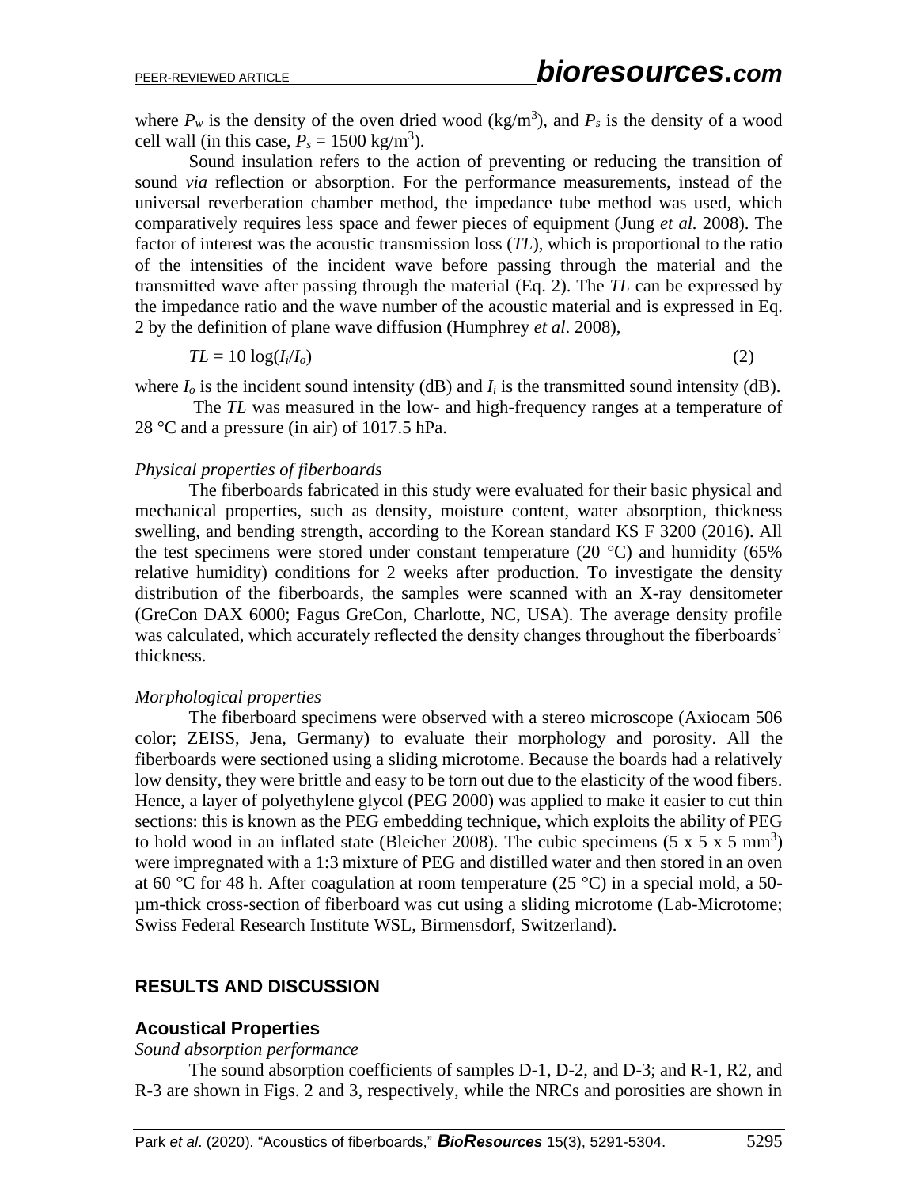where $P_w$ is the density of the oven dried wood (kg/m$^3$), and $P_s$ is the density of a wood cell wall (in this case, $P_s$ = 1500 kg/m$^3$).

Sound insulation refers to the action of preventing or reducing the transition of sound *via* reflection or absorption. For the performance measurements, instead of the universal reverberation chamber method, the impedance tube method was used, which comparatively requires less space and fewer pieces of equipment (Jung *et al.* 2008). The factor of interest was the acoustic transmission loss (*TL*), which is proportional to the ratio of the intensities of the incident wave before passing through the material and the transmitted wave after passing through the material (Eq. 2). The *TL* can be expressed by the impedance ratio and the wave number of the acoustic material and is expressed in Eq. 2 by the definition of plane wave diffusion (Humphrey *et al*. 2008),

$$TL = 10 \log(I_i/I_o) \tag{2}$$

where $I_o$ is the incident sound intensity (dB) and $I_i$ is the transmitted sound intensity (dB).

The *TL* was measured in the low- and high-frequency ranges at a temperature of 28 °C and a pressure (in air) of 1017.5 hPa.

*Physical properties of fiberboards*

The fiberboards fabricated in this study were evaluated for their basic physical and mechanical properties, such as density, moisture content, water absorption, thickness swelling, and bending strength, according to the Korean standard KS F 3200 (2016). All the test specimens were stored under constant temperature (20 °C) and humidity (65% relative humidity) conditions for 2 weeks after production. To investigate the density distribution of the fiberboards, the samples were scanned with an X-ray densitometer (GreCon DAX 6000; Fagus GreCon, Charlotte, NC, USA). The average density profile was calculated, which accurately reflected the density changes throughout the fiberboards' thickness.

*Morphological properties*

The fiberboard specimens were observed with a stereo microscope (Axiocam 506 color; ZEISS, Jena, Germany) to evaluate their morphology and porosity. All the fiberboards were sectioned using a sliding microtome. Because the boards had a relatively low density, they were brittle and easy to be torn out due to the elasticity of the wood fibers. Hence, a layer of polyethylene glycol (PEG 2000) was applied to make it easier to cut thin sections: this is known as the PEG embedding technique, which exploits the ability of PEG to hold wood in an inflated state (Bleicher 2008). The cubic specimens (5 x 5 x 5 mm$^3$) were impregnated with a 1:3 mixture of PEG and distilled water and then stored in an oven at 60 °C for 48 h. After coagulation at room temperature (25 °C) in a special mold, a 50-μm-thick cross-section of fiberboard was cut using a sliding microtome (Lab-Microtome; Swiss Federal Research Institute WSL, Birmensdorf, Switzerland).

## RESULTS AND DISCUSSION

### Acoustical Properties

*Sound absorption performance*

The sound absorption coefficients of samples D-1, D-2, and D-3; and R-1, R2, and R-3 are shown in Figs. 2 and 3, respectively, while the NRCs and porosities are shown in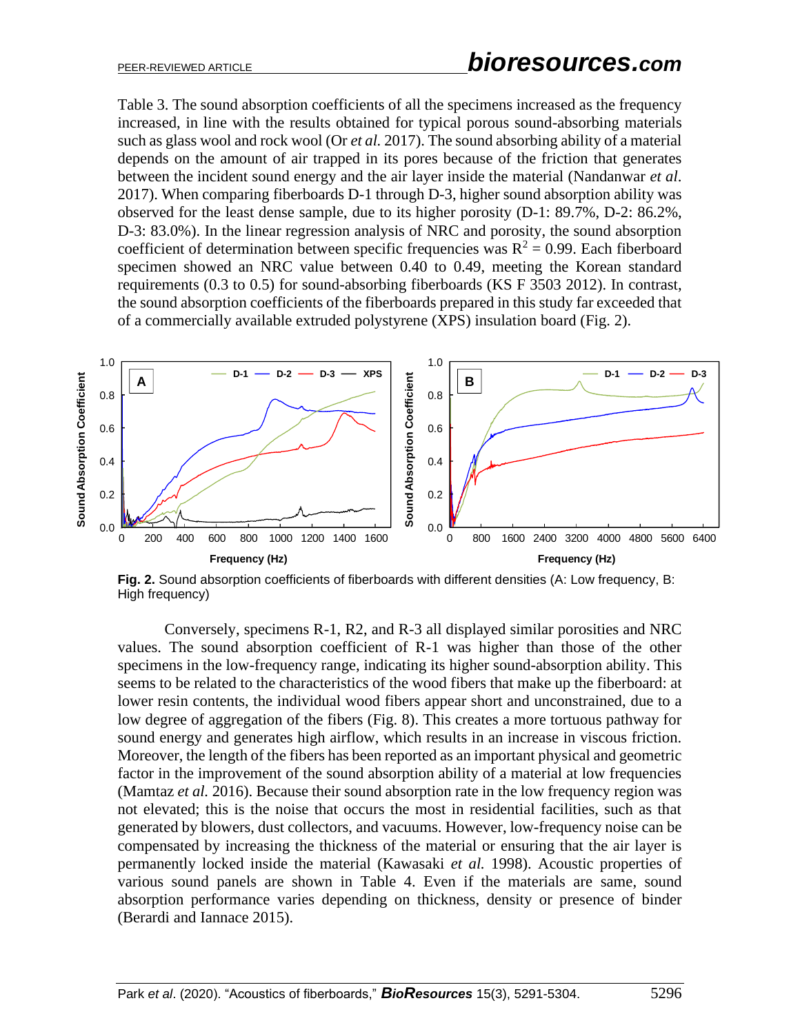Table 3. The sound absorption coefficients of all the specimens increased as the frequency increased, in line with the results obtained for typical porous sound-absorbing materials such as glass wool and rock wool (Or *et al.* 2017). The sound absorbing ability of a material depends on the amount of air trapped in its pores because of the friction that generates between the incident sound energy and the air layer inside the material (Nandanwar *et al.* 2017). When comparing fiberboards D-1 through D-3, higher sound absorption ability was observed for the least dense sample, due to its higher porosity (D-1: 89.7%, D-2: 86.2%, D-3: 83.0%). In the linear regression analysis of NRC and porosity, the sound absorption coefficient of determination between specific frequencies was $R^2 = 0.99$. Each fiberboard specimen showed an NRC value between 0.40 to 0.49, meeting the Korean standard requirements (0.3 to 0.5) for sound-absorbing fiberboards (KS F 3503 2012). In contrast, the sound absorption coefficients of the fiberboards prepared in this study far exceeded that of a commercially available extruded polystyrene (XPS) insulation board (Fig. 2).

**Fig. 2.** Sound absorption coefficients of fiberboards with different densities (A: Low frequency, B: High frequency)

Conversely, specimens R-1, R2, and R-3 all displayed similar porosities and NRC values. The sound absorption coefficient of R-1 was higher than those of the other specimens in the low-frequency range, indicating its higher sound-absorption ability. This seems to be related to the characteristics of the wood fibers that make up the fiberboard: at lower resin contents, the individual wood fibers appear short and unconstrained, due to a low degree of aggregation of the fibers (Fig. 8). This creates a more tortuous pathway for sound energy and generates high airflow, which results in an increase in viscous friction. Moreover, the length of the fibers has been reported as an important physical and geometric factor in the improvement of the sound absorption ability of a material at low frequencies (Mamtaz *et al.* 2016). Because their sound absorption rate in the low frequency region was not elevated; this is the noise that occurs the most in residential facilities, such as that generated by blowers, dust collectors, and vacuums. However, low-frequency noise can be compensated by increasing the thickness of the material or ensuring that the air layer is permanently locked inside the material (Kawasaki *et al.* 1998). Acoustic properties of various sound panels are shown in Table 4. Even if the materials are same, sound absorption performance varies depending on thickness, density or presence of binder (Berardi and Iannace 2015).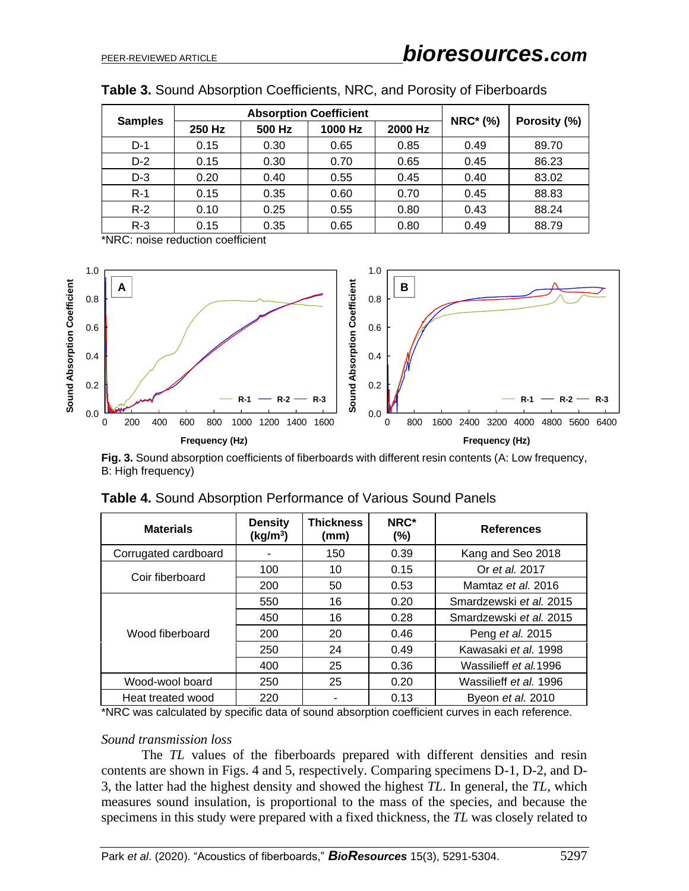**Table 3.** Sound Absorption Coefficients, NRC, and Porosity of Fiberboards

| Samples | Absorption Coefficient | | | | NRC* (%) | Porosity (%) |
|---|---|---|---|---|---|---|
| | 250 Hz | 500 Hz | 1000 Hz | 2000 Hz | | |
| D-1 | 0.15 | 0.30 | 0.65 | 0.85 | 0.49 | 89.70 |
| D-2 | 0.15 | 0.30 | 0.70 | 0.65 | 0.45 | 86.23 |
| D-3 | 0.20 | 0.40 | 0.55 | 0.45 | 0.40 | 83.02 |
| R-1 | 0.15 | 0.35 | 0.60 | 0.70 | 0.45 | 88.83 |
| R-2 | 0.10 | 0.25 | 0.55 | 0.80 | 0.43 | 88.24 |
| R-3 | 0.15 | 0.35 | 0.65 | 0.80 | 0.49 | 88.79 |

*NRC: noise reduction coefficient

**Fig. 3.** Sound absorption coefficients of fiberboards with different resin contents (A: Low frequency, B: High frequency)

**Table 4.** Sound Absorption Performance of Various Sound Panels

| Materials | Density (kg/m³) | Thickness (mm) | NRC* (%) | References |
|---|---|---|---|---|
| Corrugated cardboard | - | 150 | 0.39 | Kang and Seo 2018 |
| Coir fiberboard | 100 | 10 | 0.15 | Or *et al.* 2017 |
| | 200 | 50 | 0.53 | Mamtaz *et al.* 2016 |
| Wood fiberboard | 550 | 16 | 0.20 | Smardzewski *et al.* 2015 |
| | 450 | 16 | 0.28 | Smardzewski *et al.* 2015 |
| | 200 | 20 | 0.46 | Peng *et al.* 2015 |
| | 250 | 24 | 0.49 | Kawasaki *et al.* 1998 |
| | 400 | 25 | 0.36 | Wassilieff *et al.* 1996 |
| Wood-wool board | 250 | 25 | 0.20 | Wassilieff *et al.* 1996 |
| Heat treated wood | 220 | - | 0.13 | Byeon *et al.* 2010 |

*NRC was calculated by specific data of sound absorption coefficient curves in each reference.

*Sound transmission loss*

The *TL* values of the fiberboards prepared with different densities and resin contents are shown in Figs. 4 and 5, respectively. Comparing specimens D-1, D-2, and D-3, the latter had the highest density and showed the highest *TL*. In general, the *TL*, which measures sound insulation, is proportional to the mass of the species, and because the specimens in this study were prepared with a fixed thickness, the *TL* was closely related to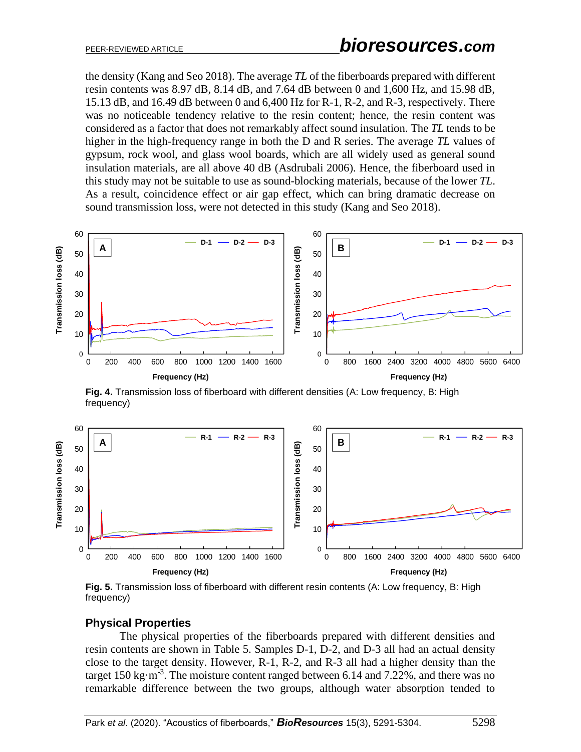the density (Kang and Seo 2018). The average *TL* of the fiberboards prepared with different resin contents was 8.97 dB, 8.14 dB, and 7.64 dB between 0 and 1,600 Hz, and 15.98 dB, 15.13 dB, and 16.49 dB between 0 and 6,400 Hz for R-1, R-2, and R-3, respectively. There was no noticeable tendency relative to the resin content; hence, the resin content was considered as a factor that does not remarkably affect sound insulation. The *TL* tends to be higher in the high-frequency range in both the D and R series. The average *TL* values of gypsum, rock wool, and glass wool boards, which are all widely used as general sound insulation materials, are all above 40 dB (Asdrubali 2006). Hence, the fiberboard used in this study may not be suitable to use as sound-blocking materials, because of the lower *TL*. As a result, coincidence effect or air gap effect, which can bring dramatic decrease on sound transmission loss, were not detected in this study (Kang and Seo 2018).

**Fig. 4.** Transmission loss of fiberboard with different densities (A: Low frequency, B: High frequency)

**Fig. 5.** Transmission loss of fiberboard with different resin contents (A: Low frequency, B: High frequency)

## Physical Properties

The physical properties of the fiberboards prepared with different densities and resin contents are shown in Table 5. Samples D-1, D-2, and D-3 all had an actual density close to the target density. However, R-1, R-2, and R-3 all had a higher density than the target 150 $kg \cdot m^{-3}$. The moisture content ranged between 6.14 and 7.22%, and there was no remarkable difference between the two groups, although water absorption tended to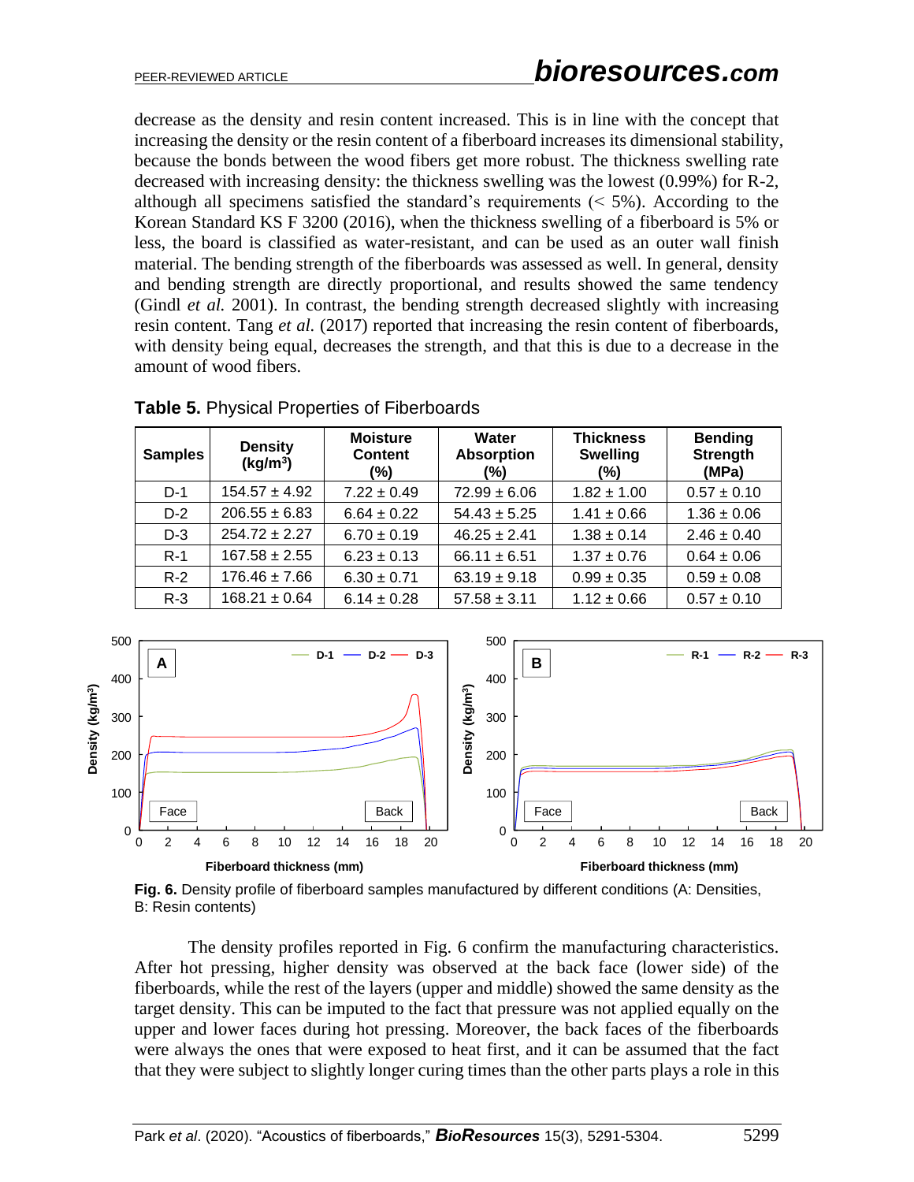decrease as the density and resin content increased. This is in line with the concept that increasing the density or the resin content of a fiberboard increases its dimensional stability, because the bonds between the wood fibers get more robust. The thickness swelling rate decreased with increasing density: the thickness swelling was the lowest (0.99%) for R-2, although all specimens satisfied the standard's requirements (< 5%). According to the Korean Standard KS F 3200 (2016), when the thickness swelling of a fiberboard is 5% or less, the board is classified as water-resistant, and can be used as an outer wall finish material. The bending strength of the fiberboards was assessed as well. In general, density and bending strength are directly proportional, and results showed the same tendency (Gindl *et al.* 2001). In contrast, the bending strength decreased slightly with increasing resin content. Tang *et al.* (2017) reported that increasing the resin content of fiberboards, with density being equal, decreases the strength, and that this is due to a decrease in the amount of wood fibers.

**Table 5.** Physical Properties of Fiberboards

| Samples | Density ($kg/m^3$) | Moisture Content (%) | Water Absorption (%) | Thickness Swelling (%) | Bending Strength (MPa) |
|---|---|---|---|---|---|
| D-1 | 154.57 ± 4.92 | 7.22 ± 0.49 | 72.99 ± 6.06 | 1.82 ± 1.00 | 0.57 ± 0.10 |
| D-2 | 206.55 ± 6.83 | 6.64 ± 0.22 | 54.43 ± 5.25 | 1.41 ± 0.66 | 1.36 ± 0.06 |
| D-3 | 254.72 ± 2.27 | 6.70 ± 0.19 | 46.25 ± 2.41 | 1.38 ± 0.14 | 2.46 ± 0.40 |
| R-1 | 167.58 ± 2.55 | 6.23 ± 0.13 | 66.11 ± 6.51 | 1.37 ± 0.76 | 0.64 ± 0.06 |
| R-2 | 176.46 ± 7.66 | 6.30 ± 0.71 | 63.19 ± 9.18 | 0.99 ± 0.35 | 0.59 ± 0.08 |
| R-3 | 168.21 ± 0.64 | 6.14 ± 0.28 | 57.58 ± 3.11 | 1.12 ± 0.66 | 0.57 ± 0.10 |

**Fig. 6.** Density profile of fiberboard samples manufactured by different conditions (A: Densities, B: Resin contents)

The density profiles reported in Fig. 6 confirm the manufacturing characteristics. After hot pressing, higher density was observed at the back face (lower side) of the fiberboards, while the rest of the layers (upper and middle) showed the same density as the target density. This can be imputed to the fact that pressure was not applied equally on the upper and lower faces during hot pressing. Moreover, the back faces of the fiberboards were always the ones that were exposed to heat first, and it can be assumed that the fact that they were subject to slightly longer curing times than the other parts plays a role in this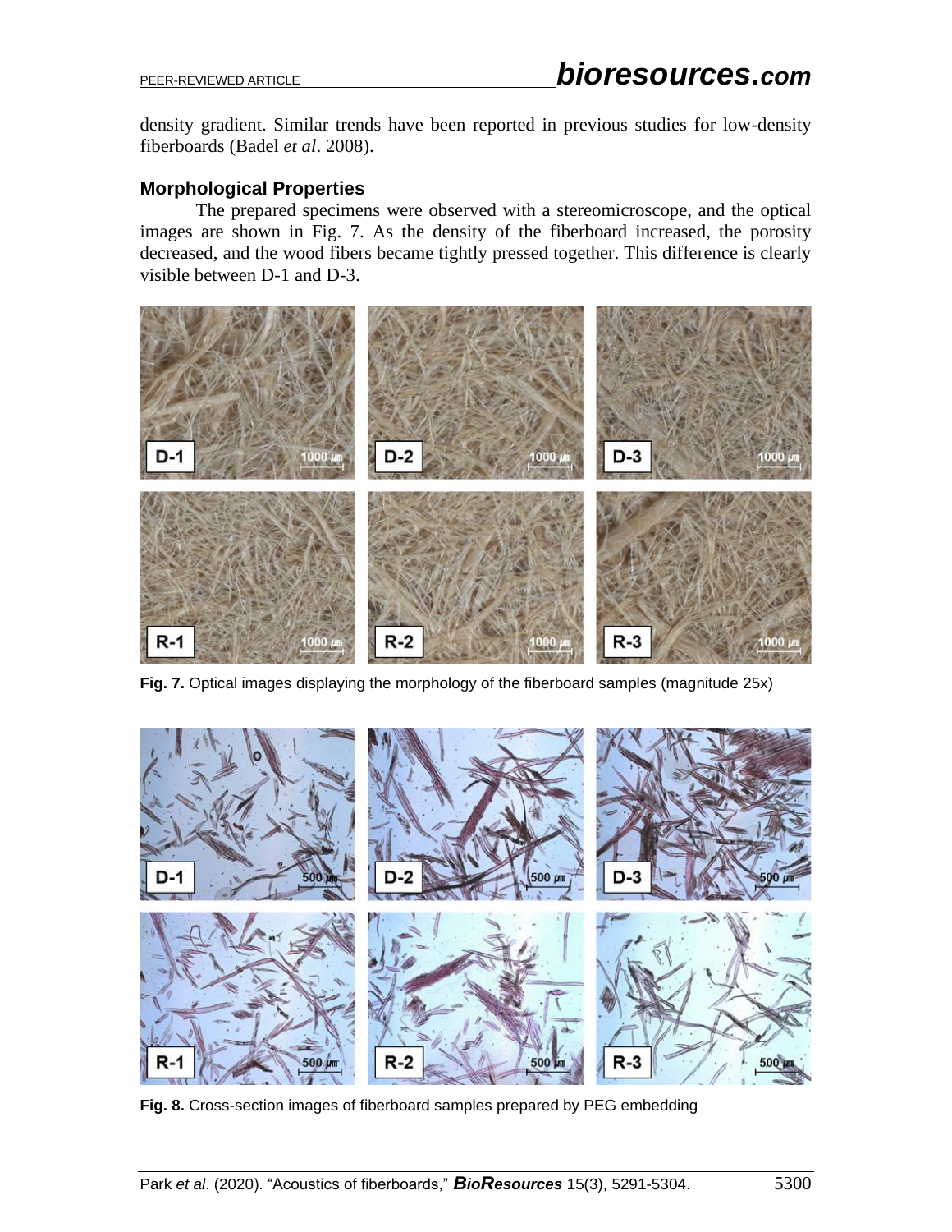density gradient. Similar trends have been reported in previous studies for low-density fiberboards (Badel *et al*. 2008).

### Morphological Properties

The prepared specimens were observed with a stereomicroscope, and the optical images are shown in Fig. 7. As the density of the fiberboard increased, the porosity decreased, and the wood fibers became tightly pressed together. This difference is clearly visible between D-1 and D-3.

**Fig. 7.** Optical images displaying the morphology of the fiberboard samples (magnitude 25x)

**Fig. 8.** Cross-section images of fiberboard samples prepared by PEG embedding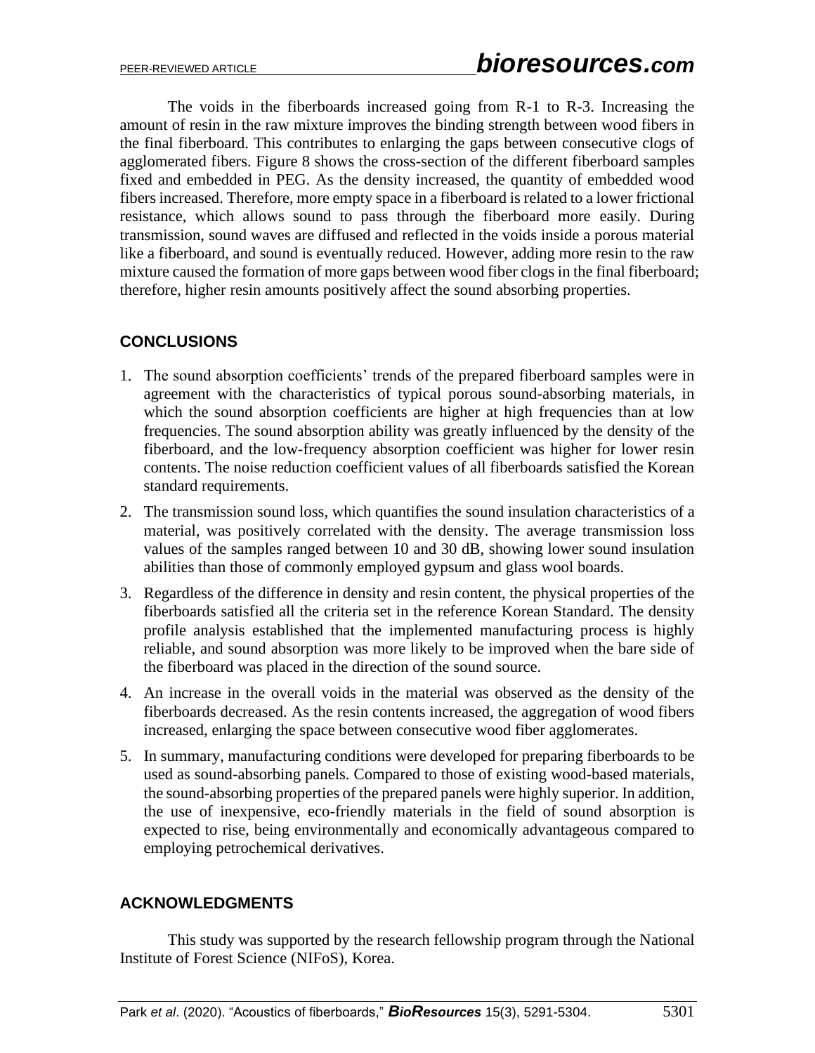The voids in the fiberboards increased going from R-1 to R-3. Increasing the amount of resin in the raw mixture improves the binding strength between wood fibers in the final fiberboard. This contributes to enlarging the gaps between consecutive clogs of agglomerated fibers. Figure 8 shows the cross-section of the different fiberboard samples fixed and embedded in PEG. As the density increased, the quantity of embedded wood fibers increased. Therefore, more empty space in a fiberboard is related to a lower frictional resistance, which allows sound to pass through the fiberboard more easily. During transmission, sound waves are diffused and reflected in the voids inside a porous material like a fiberboard, and sound is eventually reduced. However, adding more resin to the raw mixture caused the formation of more gaps between wood fiber clogs in the final fiberboard; therefore, higher resin amounts positively affect the sound absorbing properties.

## CONCLUSIONS

1. The sound absorption coefficients' trends of the prepared fiberboard samples were in agreement with the characteristics of typical porous sound-absorbing materials, in which the sound absorption coefficients are higher at high frequencies than at low frequencies. The sound absorption ability was greatly influenced by the density of the fiberboard, and the low-frequency absorption coefficient was higher for lower resin contents. The noise reduction coefficient values of all fiberboards satisfied the Korean standard requirements.
2. The transmission sound loss, which quantifies the sound insulation characteristics of a material, was positively correlated with the density. The average transmission loss values of the samples ranged between 10 and 30 dB, showing lower sound insulation abilities than those of commonly employed gypsum and glass wool boards.
3. Regardless of the difference in density and resin content, the physical properties of the fiberboards satisfied all the criteria set in the reference Korean Standard. The density profile analysis established that the implemented manufacturing process is highly reliable, and sound absorption was more likely to be improved when the bare side of the fiberboard was placed in the direction of the sound source.
4. An increase in the overall voids in the material was observed as the density of the fiberboards decreased. As the resin contents increased, the aggregation of wood fibers increased, enlarging the space between consecutive wood fiber agglomerates.
5. In summary, manufacturing conditions were developed for preparing fiberboards to be used as sound-absorbing panels. Compared to those of existing wood-based materials, the sound-absorbing properties of the prepared panels were highly superior. In addition, the use of inexpensive, eco-friendly materials in the field of sound absorption is expected to rise, being environmentally and economically advantageous compared to employing petrochemical derivatives.

## ACKNOWLEDGMENTS

This study was supported by the research fellowship program through the National Institute of Forest Science (NIFoS), Korea.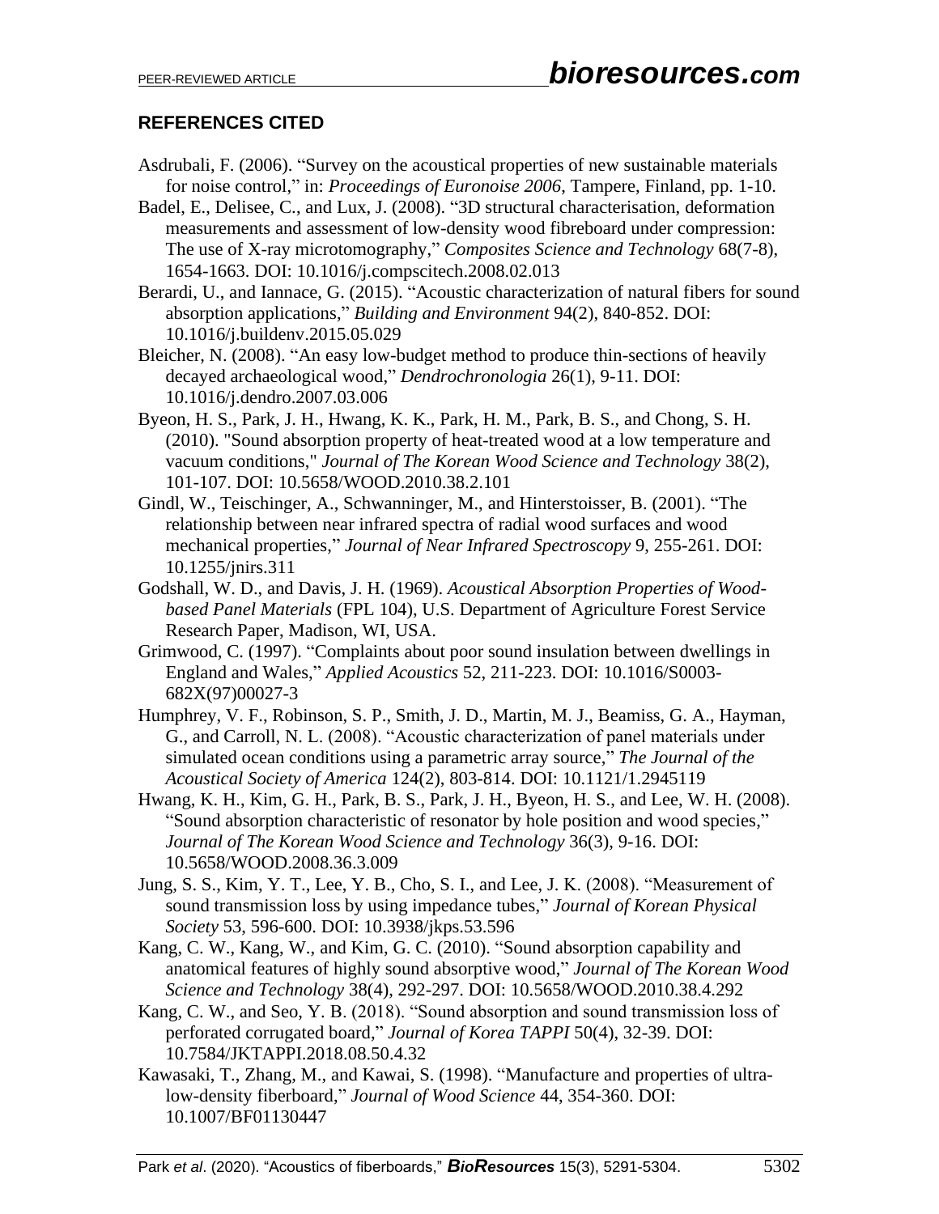## REFERENCES CITED

Asdrubali, F. (2006). "Survey on the acoustical properties of new sustainable materials for noise control," in: *Proceedings of Euronoise 2006*, Tampere, Finland, pp. 1-10.

Badel, E., Delisee, C., and Lux, J. (2008). "3D structural characterisation, deformation measurements and assessment of low-density wood fibreboard under compression: The use of X-ray microtomography," *Composites Science and Technology* 68(7-8), 1654-1663. DOI: 10.1016/j.compscitech.2008.02.013

Berardi, U., and Iannace, G. (2015). "Acoustic characterization of natural fibers for sound absorption applications," *Building and Environment* 94(2), 840-852. DOI: 10.1016/j.buildenv.2015.05.029

Bleicher, N. (2008). "An easy low-budget method to produce thin-sections of heavily decayed archaeological wood," *Dendrochronologia* 26(1), 9-11. DOI: 10.1016/j.dendro.2007.03.006

Byeon, H. S., Park, J. H., Hwang, K. K., Park, H. M., Park, B. S., and Chong, S. H. (2010). "Sound absorption property of heat-treated wood at a low temperature and vacuum conditions," *Journal of The Korean Wood Science and Technology* 38(2), 101-107. DOI: 10.5658/WOOD.2010.38.2.101

Gindl, W., Teischinger, A., Schwanninger, M., and Hinterstoisser, B. (2001). "The relationship between near infrared spectra of radial wood surfaces and wood mechanical properties," *Journal of Near Infrared Spectroscopy* 9, 255-261. DOI: 10.1255/jnirs.311

Godshall, W. D., and Davis, J. H. (1969). *Acoustical Absorption Properties of Wood-based Panel Materials* (FPL 104), U.S. Department of Agriculture Forest Service Research Paper, Madison, WI, USA.

Grimwood, C. (1997). "Complaints about poor sound insulation between dwellings in England and Wales," *Applied Acoustics* 52, 211-223. DOI: 10.1016/S0003-682X(97)00027-3

Humphrey, V. F., Robinson, S. P., Smith, J. D., Martin, M. J., Beamiss, G. A., Hayman, G., and Carroll, N. L. (2008). "Acoustic characterization of panel materials under simulated ocean conditions using a parametric array source," *The Journal of the Acoustical Society of America* 124(2), 803-814. DOI: 10.1121/1.2945119

Hwang, K. H., Kim, G. H., Park, B. S., Park, J. H., Byeon, H. S., and Lee, W. H. (2008). "Sound absorption characteristic of resonator by hole position and wood species," *Journal of The Korean Wood Science and Technology* 36(3), 9-16. DOI: 10.5658/WOOD.2008.36.3.009

Jung, S. S., Kim, Y. T., Lee, Y. B., Cho, S. I., and Lee, J. K. (2008). "Measurement of sound transmission loss by using impedance tubes," *Journal of Korean Physical Society* 53, 596-600. DOI: 10.3938/jkps.53.596

Kang, C. W., Kang, W., and Kim, G. C. (2010). "Sound absorption capability and anatomical features of highly sound absorptive wood," *Journal of The Korean Wood Science and Technology* 38(4), 292-297. DOI: 10.5658/WOOD.2010.38.4.292

Kang, C. W., and Seo, Y. B. (2018). "Sound absorption and sound transmission loss of perforated corrugated board," *Journal of Korea TAPPI* 50(4), 32-39. DOI: 10.7584/JKTAPPI.2018.08.50.4.32

Kawasaki, T., Zhang, M., and Kawai, S. (1998). "Manufacture and properties of ultra-low-density fiberboard," *Journal of Wood Science* 44, 354-360. DOI: 10.1007/BF01130447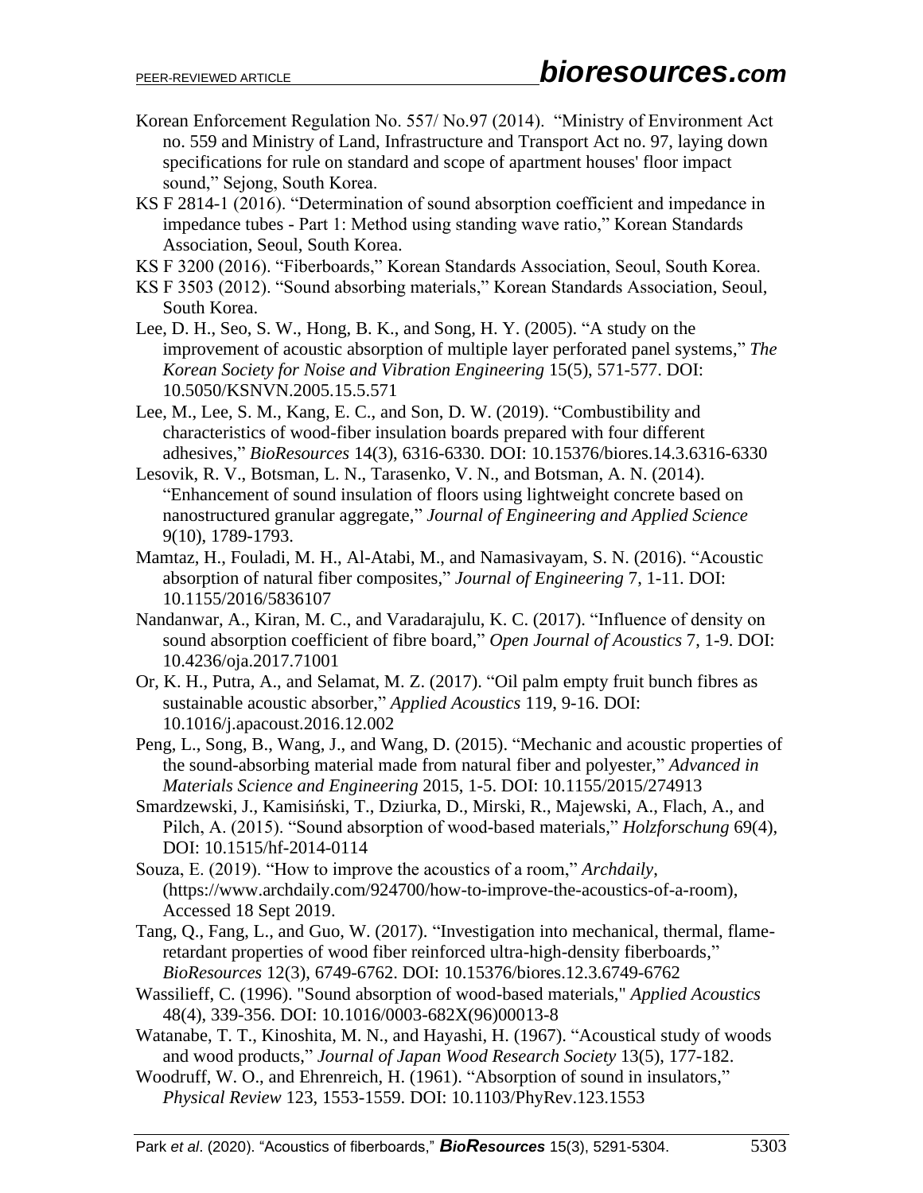Korean Enforcement Regulation No. 557/ No.97 (2014). "Ministry of Environment Act no. 559 and Ministry of Land, Infrastructure and Transport Act no. 97, laying down specifications for rule on standard and scope of apartment houses' floor impact sound," Sejong, South Korea.

KS F 2814-1 (2016). "Determination of sound absorption coefficient and impedance in impedance tubes - Part 1: Method using standing wave ratio," Korean Standards Association, Seoul, South Korea.

KS F 3200 (2016). "Fiberboards," Korean Standards Association, Seoul, South Korea.

KS F 3503 (2012). "Sound absorbing materials," Korean Standards Association, Seoul, South Korea.

Lee, D. H., Seo, S. W., Hong, B. K., and Song, H. Y. (2005). "A study on the improvement of acoustic absorption of multiple layer perforated panel systems," *The Korean Society for Noise and Vibration Engineering* 15(5), 571-577. DOI: 10.5050/KSNVN.2005.15.5.571

Lee, M., Lee, S. M., Kang, E. C., and Son, D. W. (2019). "Combustibility and characteristics of wood-fiber insulation boards prepared with four different adhesives," *BioResources* 14(3), 6316-6330. DOI: 10.15376/biores.14.3.6316-6330

Lesovik, R. V., Botsman, L. N., Tarasenko, V. N., and Botsman, A. N. (2014). "Enhancement of sound insulation of floors using lightweight concrete based on nanostructured granular aggregate," *Journal of Engineering and Applied Science* 9(10), 1789-1793.

Mamtaz, H., Fouladi, M. H., Al-Atabi, M., and Namasivayam, S. N. (2016). "Acoustic absorption of natural fiber composites," *Journal of Engineering* 7, 1-11. DOI: 10.1155/2016/5836107

Nandanwar, A., Kiran, M. C., and Varadarajulu, K. C. (2017). "Influence of density on sound absorption coefficient of fibre board," *Open Journal of Acoustics* 7, 1-9. DOI: 10.4236/oja.2017.71001

Or, K. H., Putra, A., and Selamat, M. Z. (2017). "Oil palm empty fruit bunch fibres as sustainable acoustic absorber," *Applied Acoustics* 119, 9-16. DOI: 10.1016/j.apacoust.2016.12.002

Peng, L., Song, B., Wang, J., and Wang, D. (2015). "Mechanic and acoustic properties of the sound-absorbing material made from natural fiber and polyester," *Advanced in Materials Science and Engineering* 2015, 1-5. DOI: 10.1155/2015/274913

Smardzewski, J., Kamisiński, T., Dziurka, D., Mirski, R., Majewski, A., Flach, A., and Pilch, A. (2015). "Sound absorption of wood-based materials," *Holzforschung* 69(4), DOI: 10.1515/hf-2014-0114

Souza, E. (2019). "How to improve the acoustics of a room," *Archdaily*, (https://www.archdaily.com/924700/how-to-improve-the-acoustics-of-a-room), Accessed 18 Sept 2019.

Tang, Q., Fang, L., and Guo, W. (2017). "Investigation into mechanical, thermal, flame-retardant properties of wood fiber reinforced ultra-high-density fiberboards," *BioResources* 12(3), 6749-6762. DOI: 10.15376/biores.12.3.6749-6762

Wassilieff, C. (1996). "Sound absorption of wood-based materials," *Applied Acoustics* 48(4), 339-356. DOI: 10.1016/0003-682X(96)00013-8

Watanabe, T. T., Kinoshita, M. N., and Hayashi, H. (1967). "Acoustical study of woods and wood products," *Journal of Japan Wood Research Society* 13(5), 177-182.

Woodruff, W. O., and Ehrenreich, H. (1961). "Absorption of sound in insulators," *Physical Review* 123, 1553-1559. DOI: 10.1103/PhyRev.123.1553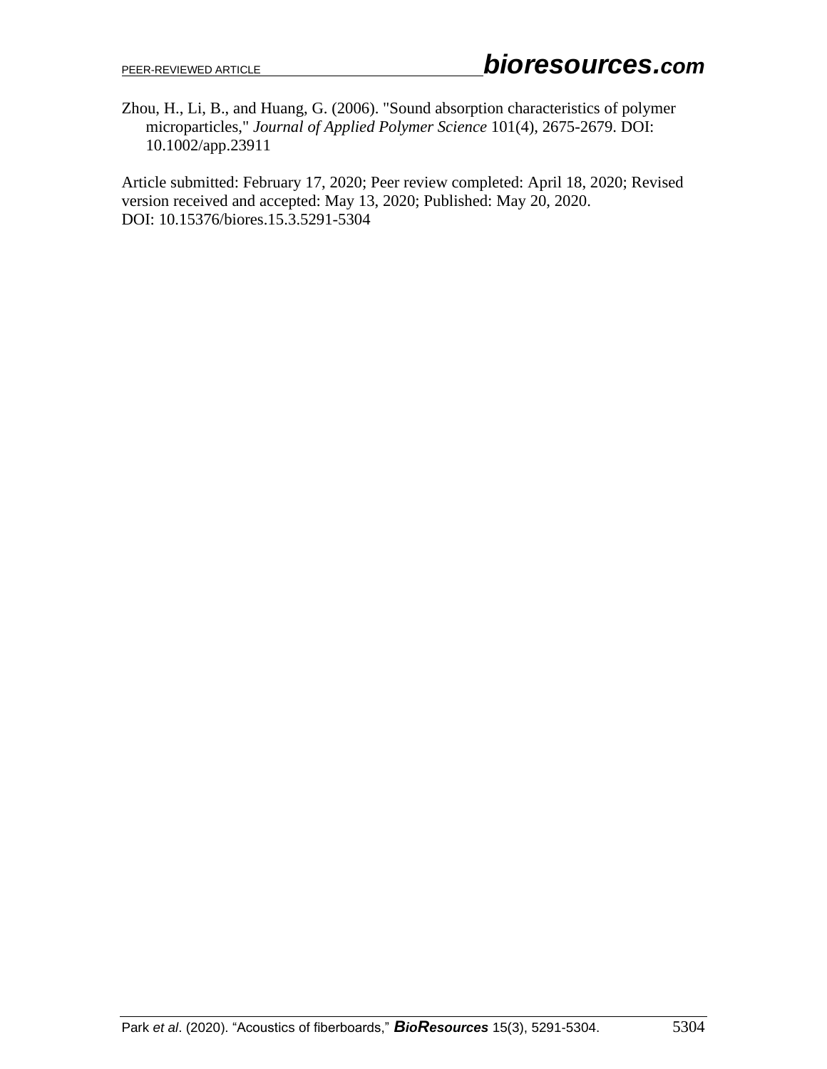Zhou, H., Li, B., and Huang, G. (2006). "Sound absorption characteristics of polymer microparticles," *Journal of Applied Polymer Science* 101(4), 2675-2679. DOI: 10.1002/app.23911

Article submitted: February 17, 2020; Peer review completed: April 18, 2020; Revised version received and accepted: May 13, 2020; Published: May 20, 2020.
DOI: 10.15376/biores.15.3.5291-5304